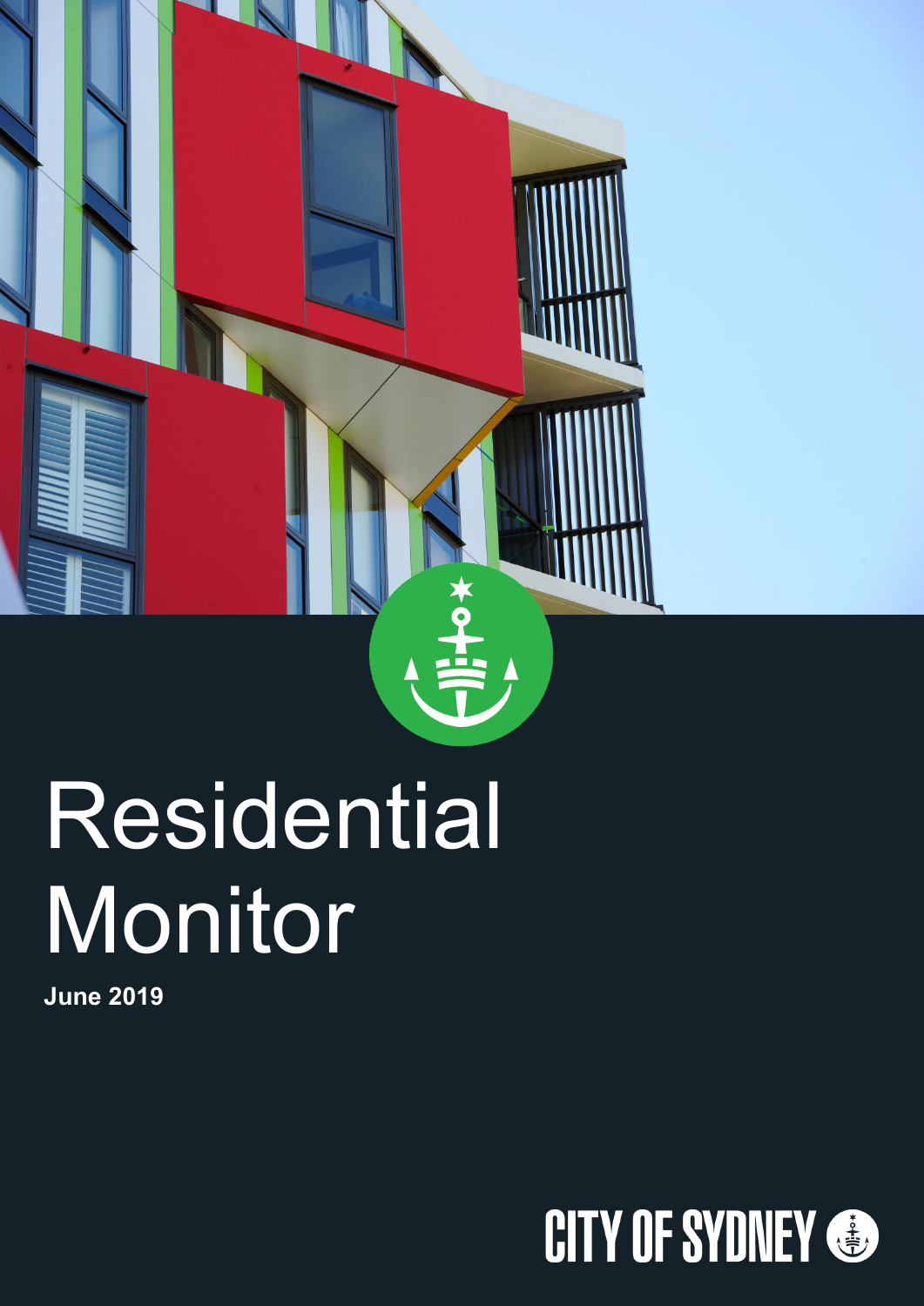# Residential Monitor

**June 2019**

CITY OF SYDNEY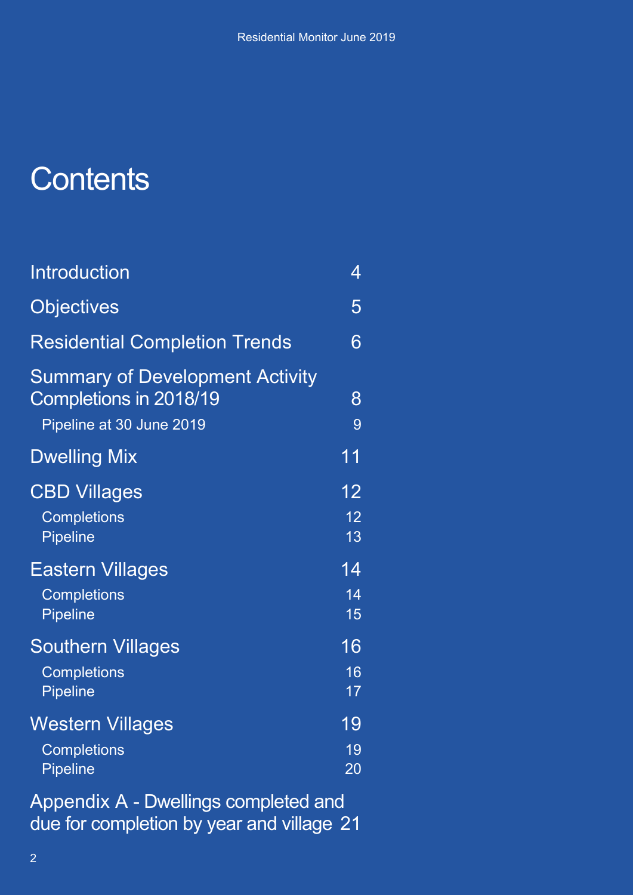# Contents

| | |
|---|---|
| Introduction | 4 |
| Objectives | 5 |
| Residential Completion Trends | 6 |
| Summary of Development Activity Completions in 2018/19 | 8 |
| Pipeline at 30 June 2019 | 9 |
| Dwelling Mix | 11 |
| CBD Villages | 12 |
| Completions | 12 |
| Pipeline | 13 |
| Eastern Villages | 14 |
| Completions | 14 |
| Pipeline | 15 |
| Southern Villages | 16 |
| Completions | 16 |
| Pipeline | 17 |
| Western Villages | 19 |
| Completions | 19 |
| Pipeline | 20 |
| Appendix A - Dwellings completed and due for completion by year and village | 21 |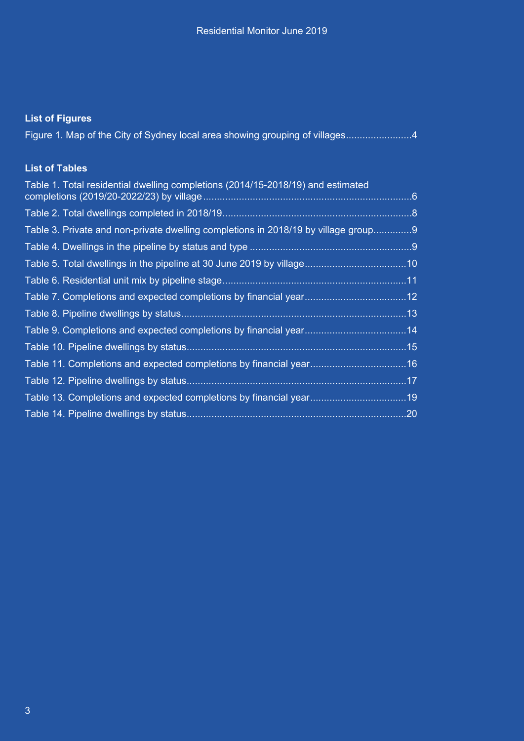### List of Figures

Figure 1. Map of the City of Sydney local area showing grouping of villages........................4

### List of Tables

Table 1. Total residential dwelling completions (2014/15-2018/19) and estimated completions (2019/20-2022/23) by village..........................................................................6

Table 2. Total dwellings completed in 2018/19....................................................................8

Table 3. Private and non-private dwelling completions in 2018/19 by village group.............9

Table 4. Dwellings in the pipeline by status and type ..........................................................9

Table 5. Total dwellings in the pipeline at 30 June 2019 by village....................................10

Table 6. Residential unit mix by pipeline stage.................................................................11

Table 7. Completions and expected completions by financial year....................................12

Table 8. Pipeline dwellings by status................................................................................13

Table 9. Completions and expected completions by financial year....................................14

Table 10. Pipeline dwellings by status..............................................................................15

Table 11. Completions and expected completions by financial year..................................16

Table 12. Pipeline dwellings by status..............................................................................17

Table 13. Completions and expected completions by financial year..................................19

Table 14. Pipeline dwellings by status..............................................................................20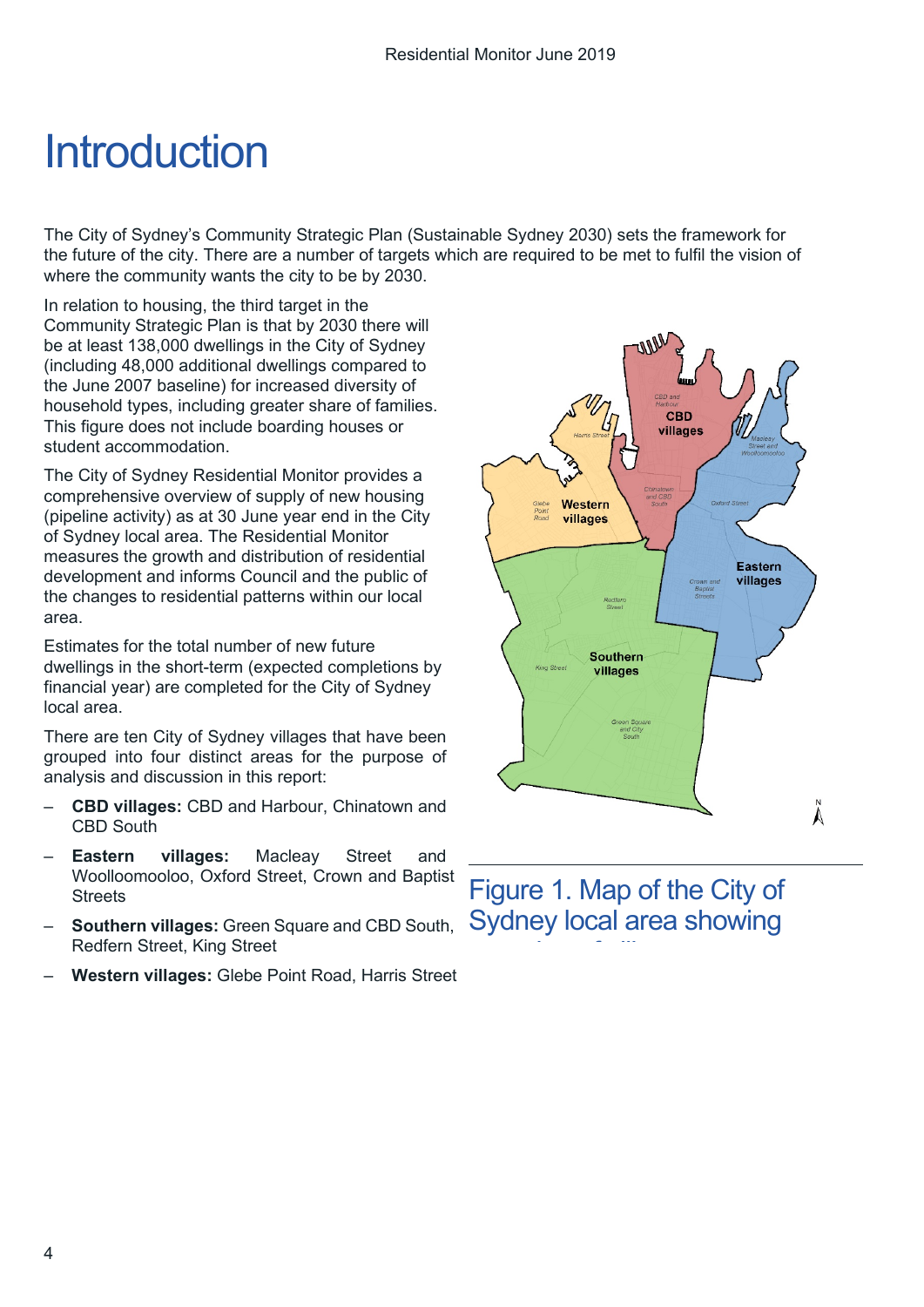# Introduction

The City of Sydney's Community Strategic Plan (Sustainable Sydney 2030) sets the framework for the future of the city. There are a number of targets which are required to be met to fulfil the vision of where the community wants the city to be by 2030.

In relation to housing, the third target in the Community Strategic Plan is that by 2030 there will be at least 138,000 dwellings in the City of Sydney (including 48,000 additional dwellings compared to the June 2007 baseline) for increased diversity of household types, including greater share of families. This figure does not include boarding houses or student accommodation.

The City of Sydney Residential Monitor provides a comprehensive overview of supply of new housing (pipeline activity) as at 30 June year end in the City of Sydney local area. The Residential Monitor measures the growth and distribution of residential development and informs Council and the public of the changes to residential patterns within our local area.

Estimates for the total number of new future dwellings in the short-term (expected completions by financial year) are completed for the City of Sydney local area.

There are ten City of Sydney villages that have been grouped into four distinct areas for the purpose of analysis and discussion in this report:

- **CBD villages:** CBD and Harbour, Chinatown and CBD South
- **Eastern villages:** Macleay Street and Woolloomooloo, Oxford Street, Crown and Baptist Streets
- **Southern villages:** Green Square and CBD South, Redfern Street, King Street
- **Western villages:** Glebe Point Road, Harris Street

Figure 1. Map of the City of Sydney local area showing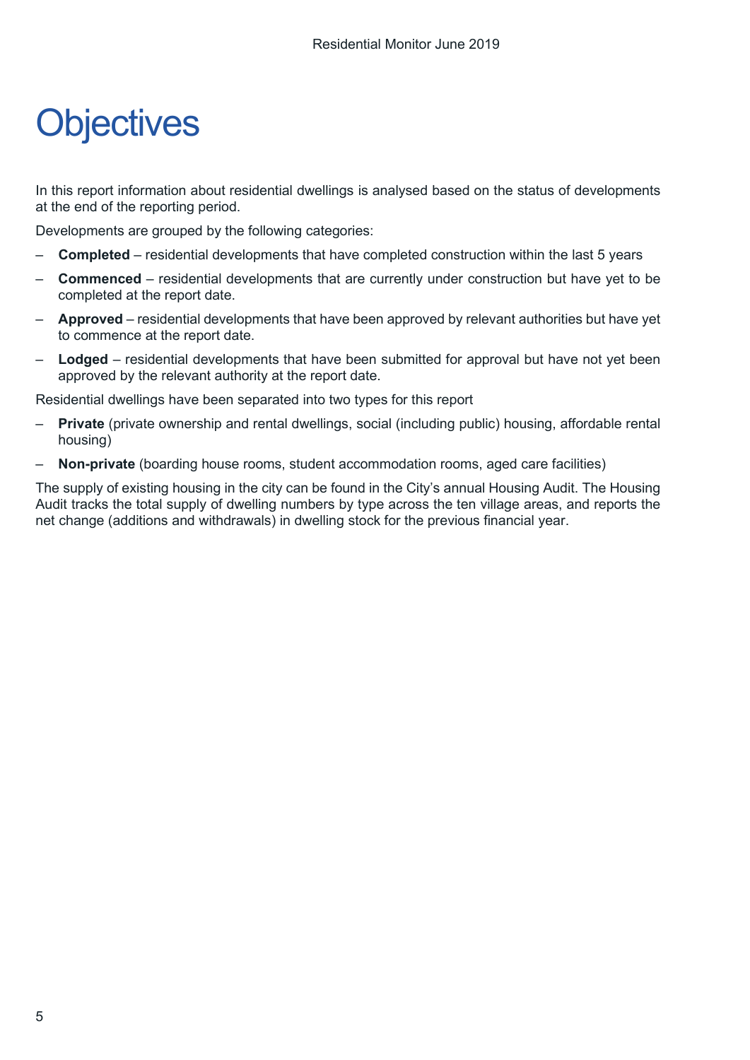# Objectives

In this report information about residential dwellings is analysed based on the status of developments at the end of the reporting period.

Developments are grouped by the following categories:

- **Completed** – residential developments that have completed construction within the last 5 years
- **Commenced** – residential developments that are currently under construction but have yet to be completed at the report date.
- **Approved** – residential developments that have been approved by relevant authorities but have yet to commence at the report date.
- **Lodged** – residential developments that have been submitted for approval but have not yet been approved by the relevant authority at the report date.

Residential dwellings have been separated into two types for this report

- **Private** (private ownership and rental dwellings, social (including public) housing, affordable rental housing)
- **Non-private** (boarding house rooms, student accommodation rooms, aged care facilities)

The supply of existing housing in the city can be found in the City's annual Housing Audit. The Housing Audit tracks the total supply of dwelling numbers by type across the ten village areas, and reports the net change (additions and withdrawals) in dwelling stock for the previous financial year.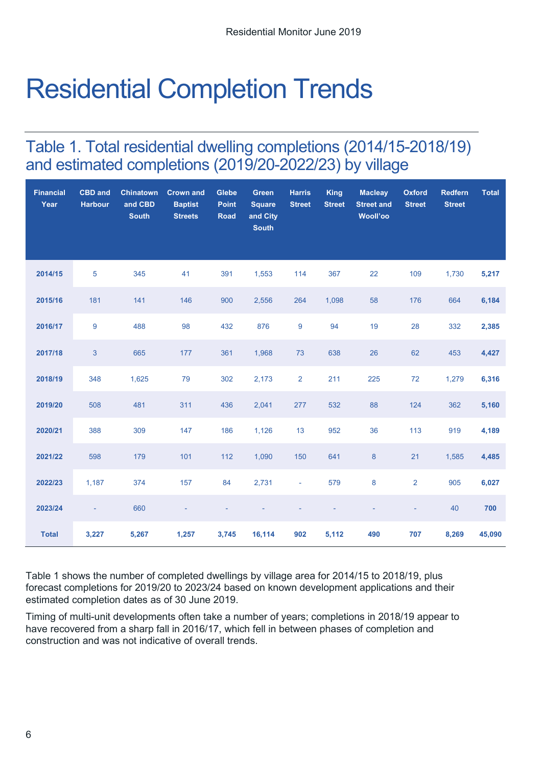# Residential Completion Trends

## Table 1. Total residential dwelling completions (2014/15-2018/19) and estimated completions (2019/20-2022/23) by village

| Financial Year | CBD and Harbour | Chinatown and CBD South | Crown and Baptist Streets | Glebe Point Road | Green Square and City South | Harris Street | King Street | Macleay Street and Wooll'oo | Oxford Street | Redfern Street | Total |
|---|---|---|---|---|---|---|---|---|---|---|---|
| **2014/15** | 5 | 345 | 41 | 391 | 1,553 | 114 | 367 | 22 | 109 | 1,730 | **5,217** |
| **2015/16** | 181 | 141 | 146 | 900 | 2,556 | 264 | 1,098 | 58 | 176 | 664 | **6,184** |
| **2016/17** | 9 | 488 | 98 | 432 | 876 | 9 | 94 | 19 | 28 | 332 | **2,385** |
| **2017/18** | 3 | 665 | 177 | 361 | 1,968 | 73 | 638 | 26 | 62 | 453 | **4,427** |
| **2018/19** | 348 | 1,625 | 79 | 302 | 2,173 | 2 | 211 | 225 | 72 | 1,279 | **6,316** |
| **2019/20** | 508 | 481 | 311 | 436 | 2,041 | 277 | 532 | 88 | 124 | 362 | **5,160** |
| **2020/21** | 388 | 309 | 147 | 186 | 1,126 | 13 | 952 | 36 | 113 | 919 | **4,189** |
| **2021/22** | 598 | 179 | 101 | 112 | 1,090 | 150 | 641 | 8 | 21 | 1,585 | **4,485** |
| **2022/23** | 1,187 | 374 | 157 | 84 | 2,731 | - | 579 | 8 | 2 | 905 | **6,027** |
| **2023/24** | - | 660 | - | - | - | - | - | - | - | 40 | **700** |
| **Total** | **3,227** | **5,267** | **1,257** | **3,745** | **16,114** | **902** | **5,112** | **490** | **707** | **8,269** | **45,090** |

Table 1 shows the number of completed dwellings by village area for 2014/15 to 2018/19, plus forecast completions for 2019/20 to 2023/24 based on known development applications and their estimated completion dates as of 30 June 2019.

Timing of multi-unit developments often take a number of years; completions in 2018/19 appear to have recovered from a sharp fall in 2016/17, which fell in between phases of completion and construction and was not indicative of overall trends.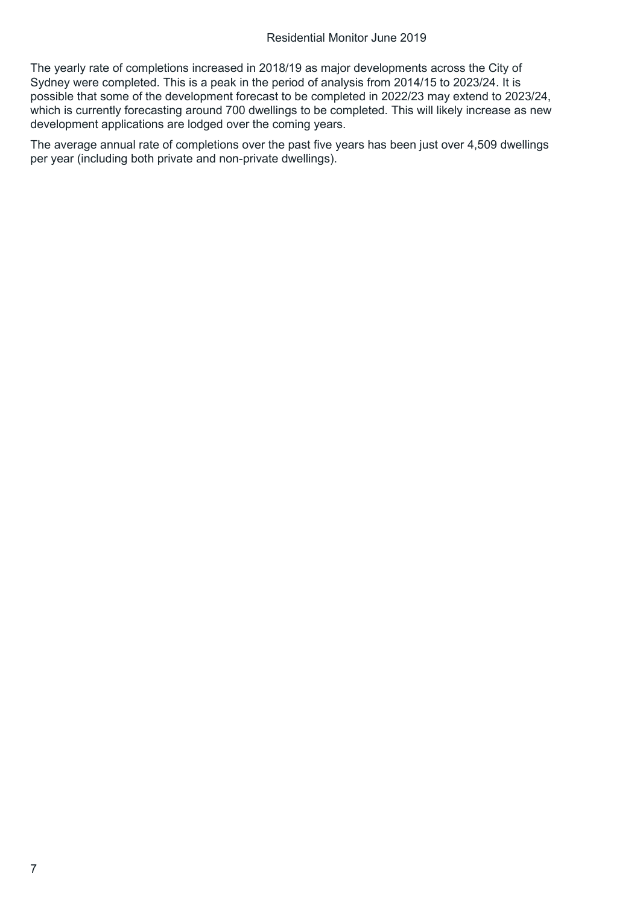The yearly rate of completions increased in 2018/19 as major developments across the City of Sydney were completed. This is a peak in the period of analysis from 2014/15 to 2023/24. It is possible that some of the development forecast to be completed in 2022/23 may extend to 2023/24, which is currently forecasting around 700 dwellings to be completed. This will likely increase as new development applications are lodged over the coming years.

The average annual rate of completions over the past five years has been just over 4,509 dwellings per year (including both private and non-private dwellings).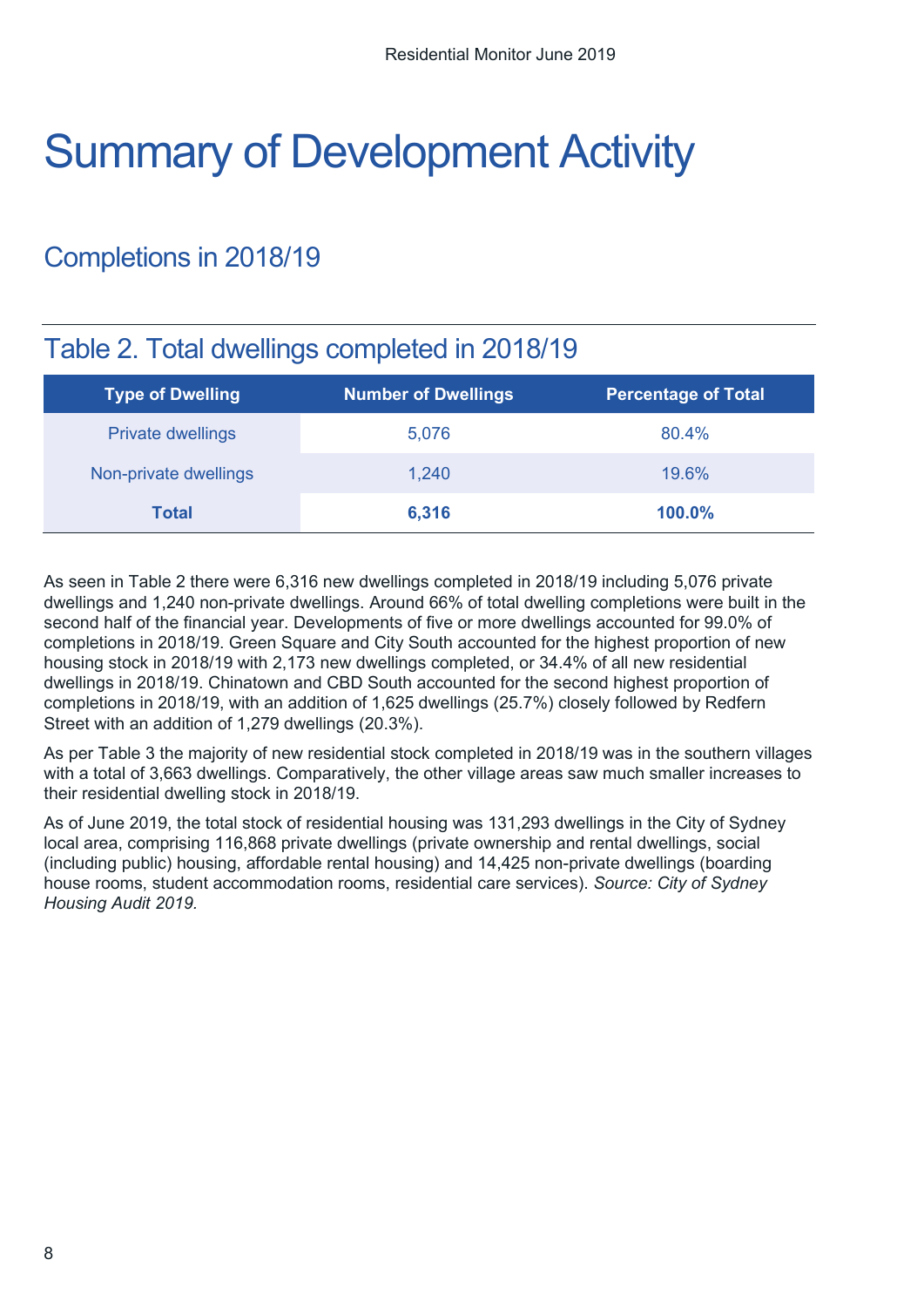# Summary of Development Activity

## Completions in 2018/19

### Table 2. Total dwellings completed in 2018/19

| Type of Dwelling | Number of Dwellings | Percentage of Total |
|---|---|---|
| Private dwellings | 5,076 | 80.4% |
| Non-private dwellings | 1,240 | 19.6% |
| **Total** | **6,316** | **100.0%** |

As seen in Table 2 there were 6,316 new dwellings completed in 2018/19 including 5,076 private dwellings and 1,240 non-private dwellings. Around 66% of total dwelling completions were built in the second half of the financial year. Developments of five or more dwellings accounted for 99.0% of completions in 2018/19. Green Square and City South accounted for the highest proportion of new housing stock in 2018/19 with 2,173 new dwellings completed, or 34.4% of all new residential dwellings in 2018/19. Chinatown and CBD South accounted for the second highest proportion of completions in 2018/19, with an addition of 1,625 dwellings (25.7%) closely followed by Redfern Street with an addition of 1,279 dwellings (20.3%).

As per Table 3 the majority of new residential stock completed in 2018/19 was in the southern villages with a total of 3,663 dwellings. Comparatively, the other village areas saw much smaller increases to their residential dwelling stock in 2018/19.

As of June 2019, the total stock of residential housing was 131,293 dwellings in the City of Sydney local area, comprising 116,868 private dwellings (private ownership and rental dwellings, social (including public) housing, affordable rental housing) and 14,425 non-private dwellings (boarding house rooms, student accommodation rooms, residential care services). *Source: City of Sydney Housing Audit 2019.*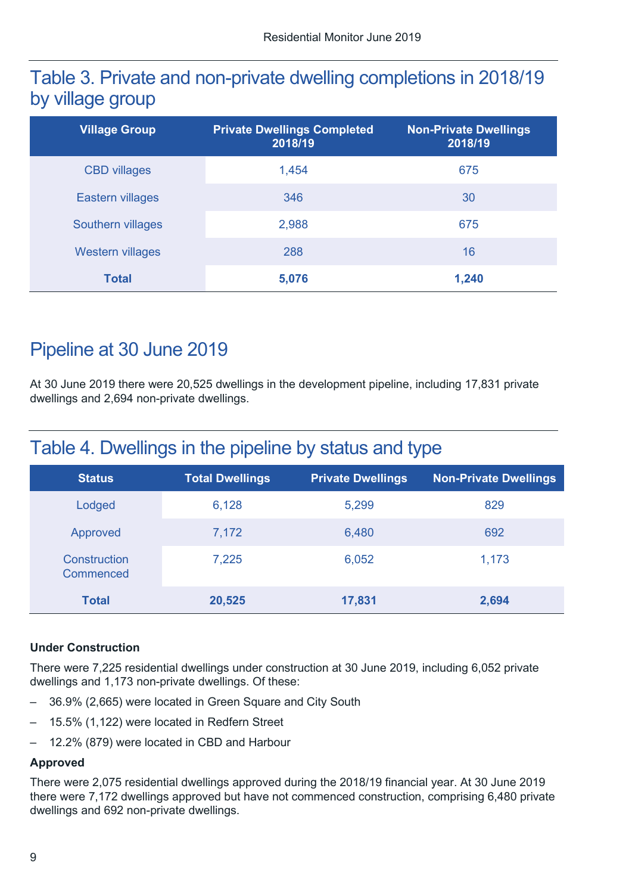## Table 3. Private and non-private dwelling completions in 2018/19 by village group

| Village Group | Private Dwellings Completed 2018/19 | Non-Private Dwellings 2018/19 |
|---|---|---|
| CBD villages | 1,454 | 675 |
| Eastern villages | 346 | 30 |
| Southern villages | 2,988 | 675 |
| Western villages | 288 | 16 |
| **Total** | **5,076** | **1,240** |

## Pipeline at 30 June 2019

At 30 June 2019 there were 20,525 dwellings in the development pipeline, including 17,831 private dwellings and 2,694 non-private dwellings.

## Table 4. Dwellings in the pipeline by status and type

| Status | Total Dwellings | Private Dwellings | Non-Private Dwellings |
|---|---|---|---|
| Lodged | 6,128 | 5,299 | 829 |
| Approved | 7,172 | 6,480 | 692 |
| Construction Commenced | 7,225 | 6,052 | 1,173 |
| **Total** | **20,525** | **17,831** | **2,694** |

**Under Construction**

There were 7,225 residential dwellings under construction at 30 June 2019, including 6,052 private dwellings and 1,173 non-private dwellings. Of these:

- 36.9% (2,665) were located in Green Square and City South
- 15.5% (1,122) were located in Redfern Street
- 12.2% (879) were located in CBD and Harbour

**Approved**

There were 2,075 residential dwellings approved during the 2018/19 financial year. At 30 June 2019 there were 7,172 dwellings approved but have not commenced construction, comprising 6,480 private dwellings and 692 non-private dwellings.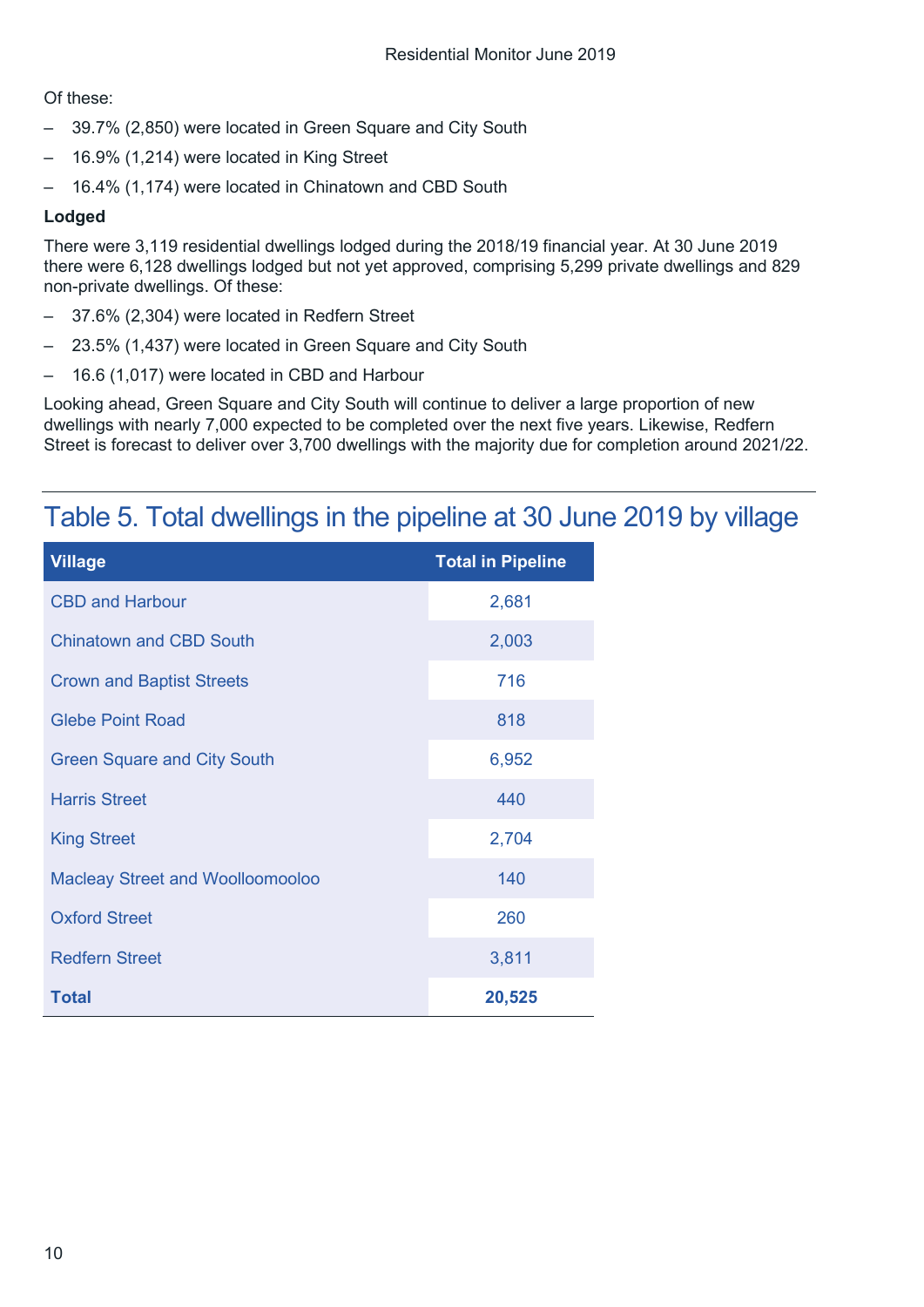Of these:

- 39.7% (2,850) were located in Green Square and City South
- 16.9% (1,214) were located in King Street
- 16.4% (1,174) were located in Chinatown and CBD South

**Lodged**

There were 3,119 residential dwellings lodged during the 2018/19 financial year. At 30 June 2019 there were 6,128 dwellings lodged but not yet approved, comprising 5,299 private dwellings and 829 non-private dwellings. Of these:

- 37.6% (2,304) were located in Redfern Street
- 23.5% (1,437) were located in Green Square and City South
- 16.6 (1,017) were located in CBD and Harbour

Looking ahead, Green Square and City South will continue to deliver a large proportion of new dwellings with nearly 7,000 expected to be completed over the next five years. Likewise, Redfern Street is forecast to deliver over 3,700 dwellings with the majority due for completion around 2021/22.

## Table 5. Total dwellings in the pipeline at 30 June 2019 by village

| Village | Total in Pipeline |
|---|---|
| CBD and Harbour | 2,681 |
| Chinatown and CBD South | 2,003 |
| Crown and Baptist Streets | 716 |
| Glebe Point Road | 818 |
| Green Square and City South | 6,952 |
| Harris Street | 440 |
| King Street | 2,704 |
| Macleay Street and Woolloomooloo | 140 |
| Oxford Street | 260 |
| Redfern Street | 3,811 |
| **Total** | **20,525** |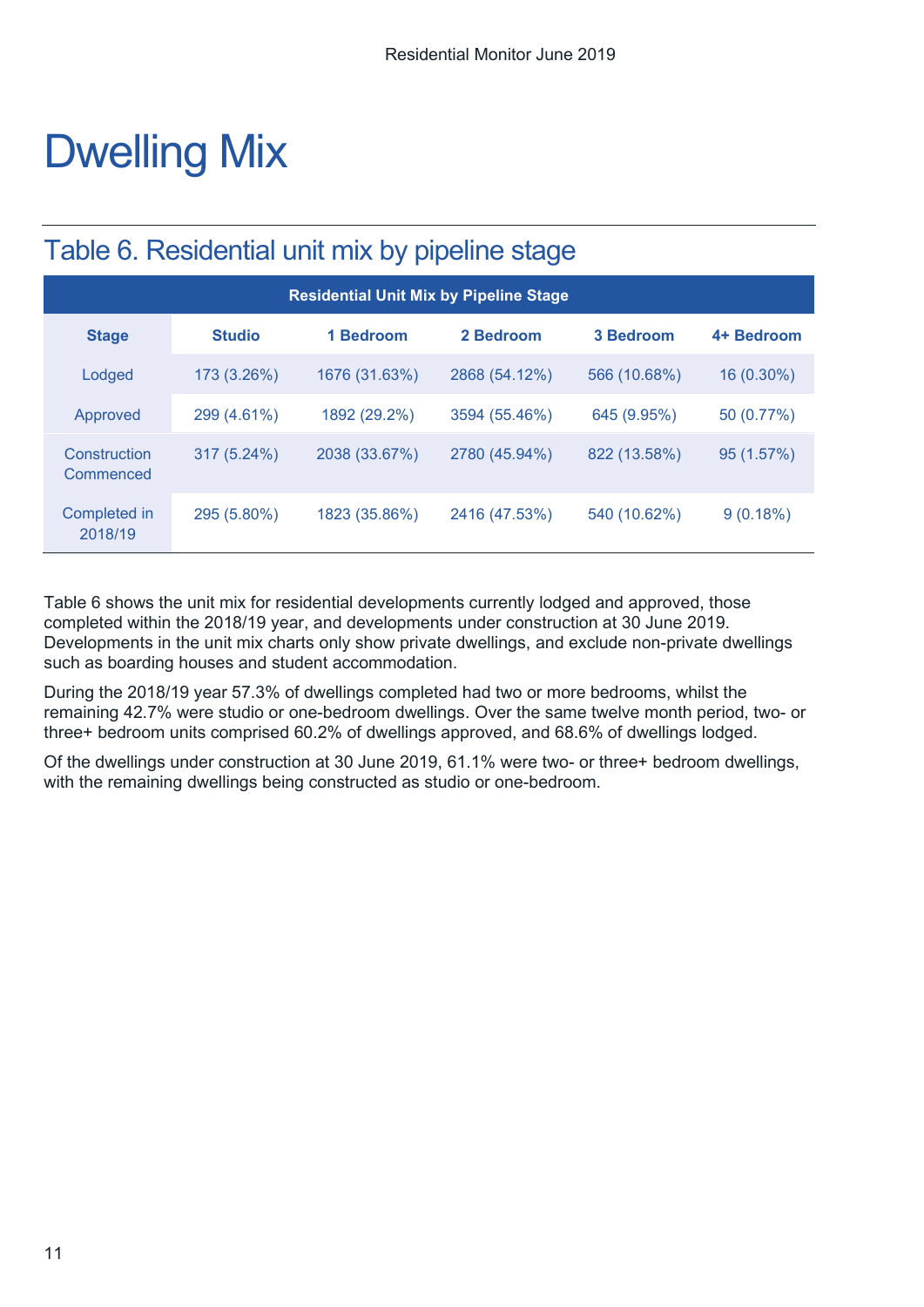# Dwelling Mix

## Table 6. Residential unit mix by pipeline stage

| Residential Unit Mix by Pipeline Stage | | | | | |
|---|---|---|---|---|---|
| **Stage** | **Studio** | **1 Bedroom** | **2 Bedroom** | **3 Bedroom** | **4+ Bedroom** |
| Lodged | 173 (3.26%) | 1676 (31.63%) | 2868 (54.12%) | 566 (10.68%) | 16 (0.30%) |
| Approved | 299 (4.61%) | 1892 (29.2%) | 3594 (55.46%) | 645 (9.95%) | 50 (0.77%) |
| Construction Commenced | 317 (5.24%) | 2038 (33.67%) | 2780 (45.94%) | 822 (13.58%) | 95 (1.57%) |
| Completed in 2018/19 | 295 (5.80%) | 1823 (35.86%) | 2416 (47.53%) | 540 (10.62%) | 9 (0.18%) |

Table 6 shows the unit mix for residential developments currently lodged and approved, those completed within the 2018/19 year, and developments under construction at 30 June 2019. Developments in the unit mix charts only show private dwellings, and exclude non-private dwellings such as boarding houses and student accommodation.

During the 2018/19 year 57.3% of dwellings completed had two or more bedrooms, whilst the remaining 42.7% were studio or one-bedroom dwellings. Over the same twelve month period, two- or three+ bedroom units comprised 60.2% of dwellings approved, and 68.6% of dwellings lodged.

Of the dwellings under construction at 30 June 2019, 61.1% were two- or three+ bedroom dwellings, with the remaining dwellings being constructed as studio or one-bedroom.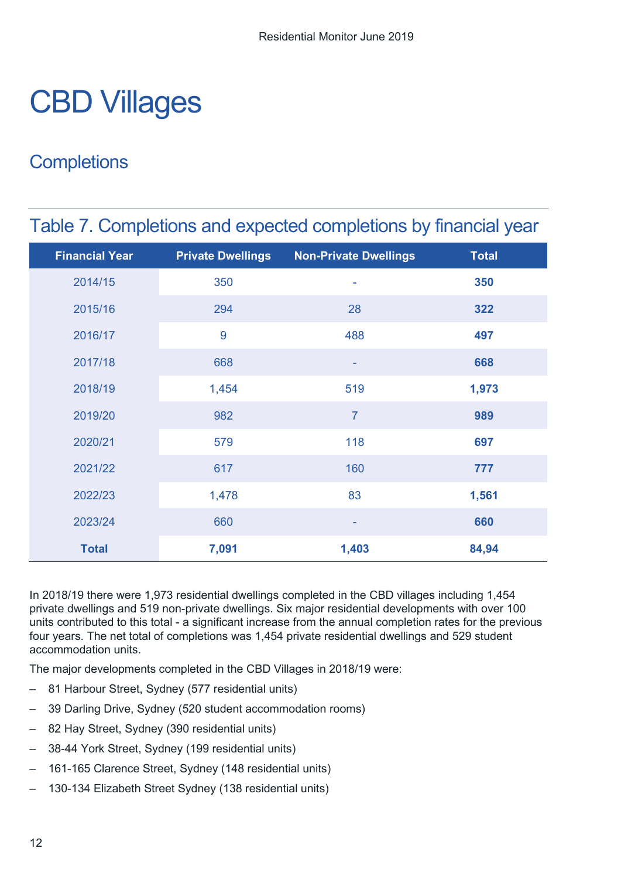# CBD Villages

## Completions

### Table 7. Completions and expected completions by financial year

| Financial Year | Private Dwellings | Non-Private Dwellings | Total |
|---|---|---|---|
| 2014/15 | 350 | - | **350** |
| 2015/16 | 294 | 28 | **322** |
| 2016/17 | 9 | 488 | **497** |
| 2017/18 | 668 | - | **668** |
| 2018/19 | 1,454 | 519 | **1,973** |
| 2019/20 | 982 | 7 | **989** |
| 2020/21 | 579 | 118 | **697** |
| 2021/22 | 617 | 160 | **777** |
| 2022/23 | 1,478 | 83 | **1,561** |
| 2023/24 | 660 | - | **660** |
| **Total** | **7,091** | **1,403** | **84,94** |

In 2018/19 there were 1,973 residential dwellings completed in the CBD villages including 1,454 private dwellings and 519 non-private dwellings. Six major residential developments with over 100 units contributed to this total - a significant increase from the annual completion rates for the previous four years. The net total of completions was 1,454 private residential dwellings and 529 student accommodation units.

The major developments completed in the CBD Villages in 2018/19 were:

- 81 Harbour Street, Sydney (577 residential units)
- 39 Darling Drive, Sydney (520 student accommodation rooms)
- 82 Hay Street, Sydney (390 residential units)
- 38-44 York Street, Sydney (199 residential units)
- 161-165 Clarence Street, Sydney (148 residential units)
- 130-134 Elizabeth Street Sydney (138 residential units)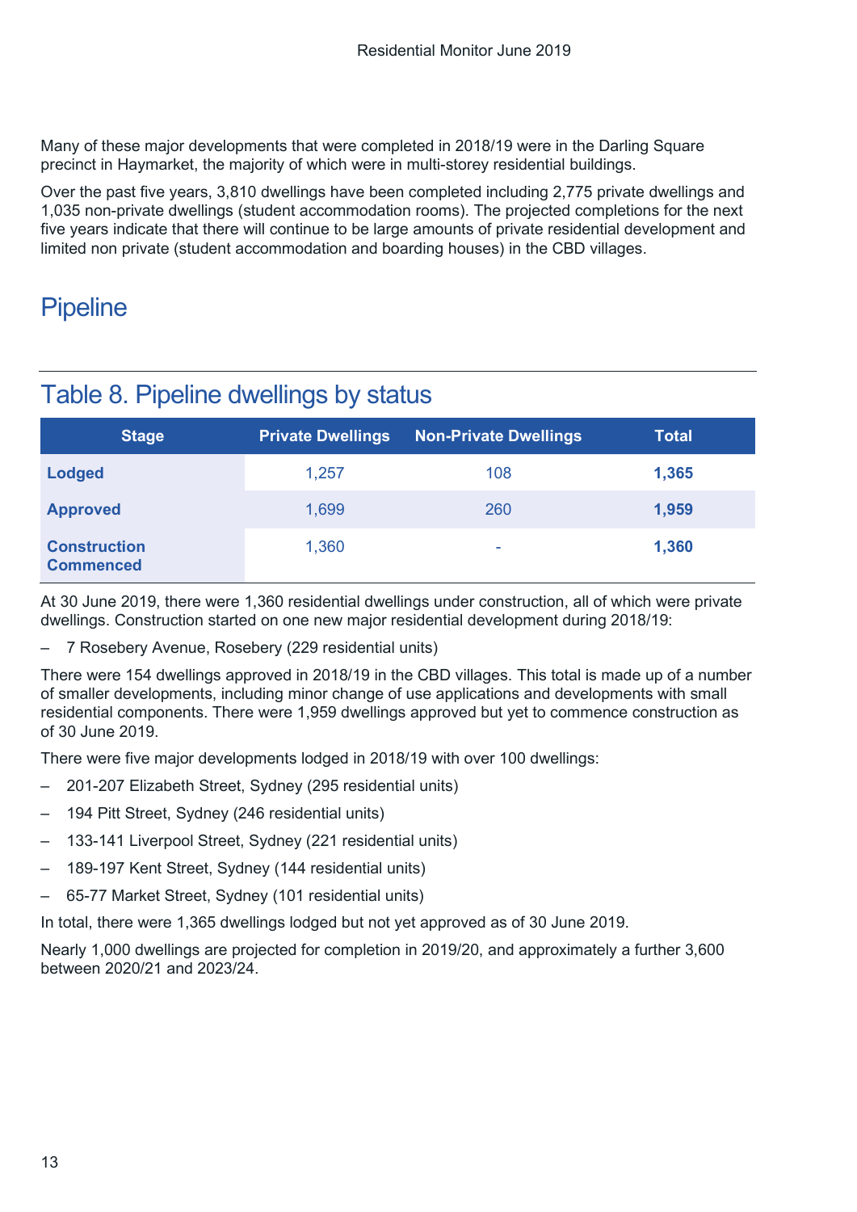Many of these major developments that were completed in 2018/19 were in the Darling Square precinct in Haymarket, the majority of which were in multi-storey residential buildings.

Over the past five years, 3,810 dwellings have been completed including 2,775 private dwellings and 1,035 non-private dwellings (student accommodation rooms). The projected completions for the next five years indicate that there will continue to be large amounts of private residential development and limited non private (student accommodation and boarding houses) in the CBD villages.

## Pipeline

### Table 8. Pipeline dwellings by status

| Stage | Private Dwellings | Non-Private Dwellings | Total |
|---|---|---|---|
| **Lodged** | 1,257 | 108 | **1,365** |
| **Approved** | 1,699 | 260 | **1,959** |
| **Construction Commenced** | 1,360 | - | **1,360** |

At 30 June 2019, there were 1,360 residential dwellings under construction, all of which were private dwellings. Construction started on one new major residential development during 2018/19:

– 7 Rosebery Avenue, Rosebery (229 residential units)

There were 154 dwellings approved in 2018/19 in the CBD villages. This total is made up of a number of smaller developments, including minor change of use applications and developments with small residential components. There were 1,959 dwellings approved but yet to commence construction as of 30 June 2019.

There were five major developments lodged in 2018/19 with over 100 dwellings:

– 201-207 Elizabeth Street, Sydney (295 residential units)

– 194 Pitt Street, Sydney (246 residential units)

– 133-141 Liverpool Street, Sydney (221 residential units)

– 189-197 Kent Street, Sydney (144 residential units)

– 65-77 Market Street, Sydney (101 residential units)

In total, there were 1,365 dwellings lodged but not yet approved as of 30 June 2019.

Nearly 1,000 dwellings are projected for completion in 2019/20, and approximately a further 3,600 between 2020/21 and 2023/24.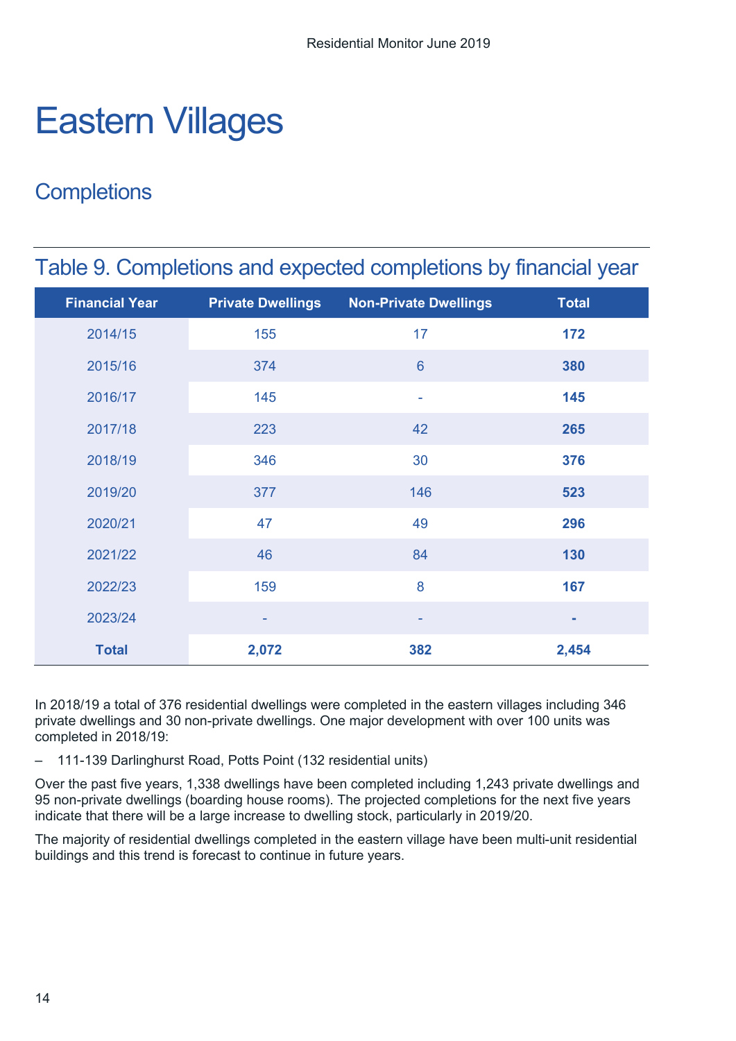# Eastern Villages

## Completions

### Table 9. Completions and expected completions by financial year

| Financial Year | Private Dwellings | Non-Private Dwellings | Total |
|---|---|---|---|
| 2014/15 | 155 | 17 | **172** |
| 2015/16 | 374 | 6 | **380** |
| 2016/17 | 145 | - | **145** |
| 2017/18 | 223 | 42 | **265** |
| 2018/19 | 346 | 30 | **376** |
| 2019/20 | 377 | 146 | **523** |
| 2020/21 | 47 | 49 | **296** |
| 2021/22 | 46 | 84 | **130** |
| 2022/23 | 159 | 8 | **167** |
| 2023/24 | - | - | **-** |
| **Total** | **2,072** | **382** | **2,454** |

In 2018/19 a total of 376 residential dwellings were completed in the eastern villages including 346 private dwellings and 30 non-private dwellings. One major development with over 100 units was completed in 2018/19:

– 111-139 Darlinghurst Road, Potts Point (132 residential units)

Over the past five years, 1,338 dwellings have been completed including 1,243 private dwellings and 95 non-private dwellings (boarding house rooms). The projected completions for the next five years indicate that there will be a large increase to dwelling stock, particularly in 2019/20.

The majority of residential dwellings completed in the eastern village have been multi-unit residential buildings and this trend is forecast to continue in future years.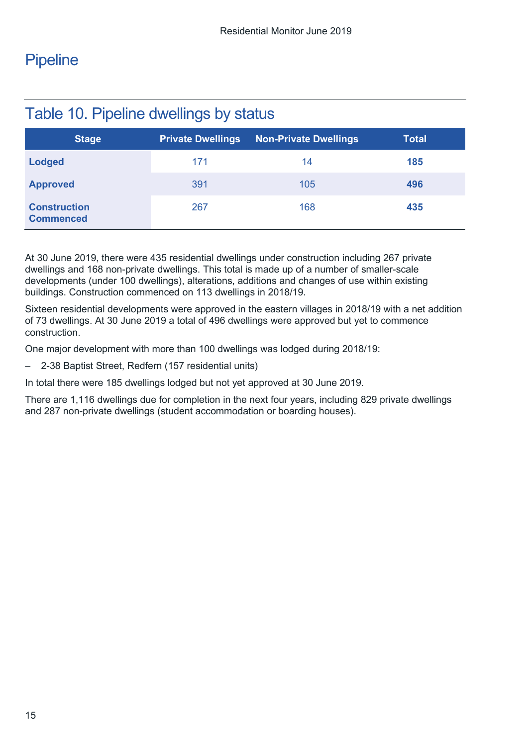# Pipeline

## Table 10. Pipeline dwellings by status

| Stage | Private Dwellings | Non-Private Dwellings | Total |
|---|---|---|---|
| **Lodged** | 171 | 14 | **185** |
| **Approved** | 391 | 105 | **496** |
| **Construction Commenced** | 267 | 168 | **435** |

At 30 June 2019, there were 435 residential dwellings under construction including 267 private dwellings and 168 non-private dwellings. This total is made up of a number of smaller-scale developments (under 100 dwellings), alterations, additions and changes of use within existing buildings. Construction commenced on 113 dwellings in 2018/19.

Sixteen residential developments were approved in the eastern villages in 2018/19 with a net addition of 73 dwellings. At 30 June 2019 a total of 496 dwellings were approved but yet to commence construction.

One major development with more than 100 dwellings was lodged during 2018/19:

– 2-38 Baptist Street, Redfern (157 residential units)

In total there were 185 dwellings lodged but not yet approved at 30 June 2019.

There are 1,116 dwellings due for completion in the next four years, including 829 private dwellings and 287 non-private dwellings (student accommodation or boarding houses).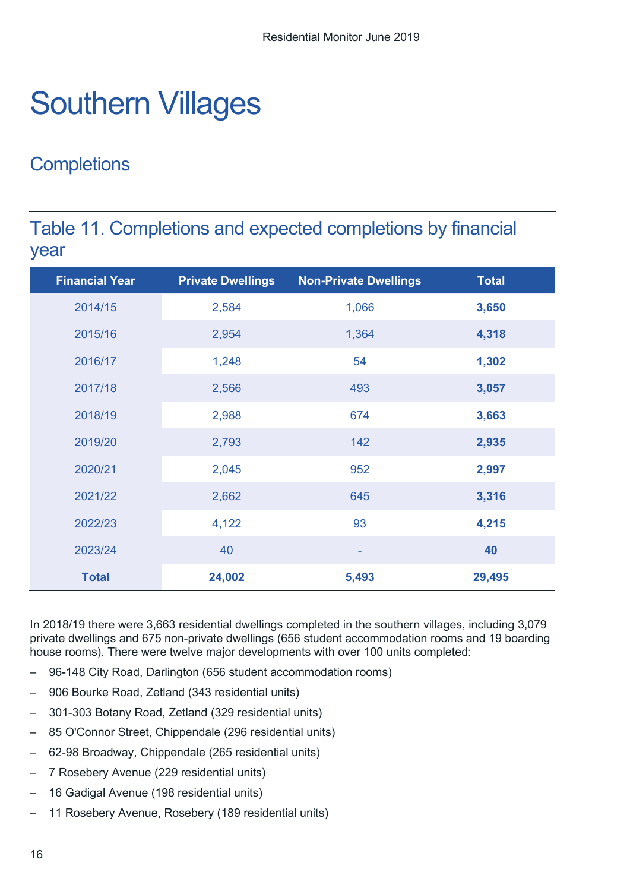# Southern Villages

## Completions

### Table 11. Completions and expected completions by financial year

| Financial Year | Private Dwellings | Non-Private Dwellings | Total |
|---|---|---|---|
| 2014/15 | 2,584 | 1,066 | **3,650** |
| 2015/16 | 2,954 | 1,364 | **4,318** |
| 2016/17 | 1,248 | 54 | **1,302** |
| 2017/18 | 2,566 | 493 | **3,057** |
| 2018/19 | 2,988 | 674 | **3,663** |
| 2019/20 | 2,793 | 142 | **2,935** |
| 2020/21 | 2,045 | 952 | **2,997** |
| 2021/22 | 2,662 | 645 | **3,316** |
| 2022/23 | 4,122 | 93 | **4,215** |
| 2023/24 | 40 | - | **40** |
| **Total** | **24,002** | **5,493** | **29,495** |

In 2018/19 there were 3,663 residential dwellings completed in the southern villages, including 3,079 private dwellings and 675 non-private dwellings (656 student accommodation rooms and 19 boarding house rooms). There were twelve major developments with over 100 units completed:

- 96-148 City Road, Darlington (656 student accommodation rooms)
- 906 Bourke Road, Zetland (343 residential units)
- 301-303 Botany Road, Zetland (329 residential units)
- 85 O'Connor Street, Chippendale (296 residential units)
- 62-98 Broadway, Chippendale (265 residential units)
- 7 Rosebery Avenue (229 residential units)
- 16 Gadigal Avenue (198 residential units)
- 11 Rosebery Avenue, Rosebery (189 residential units)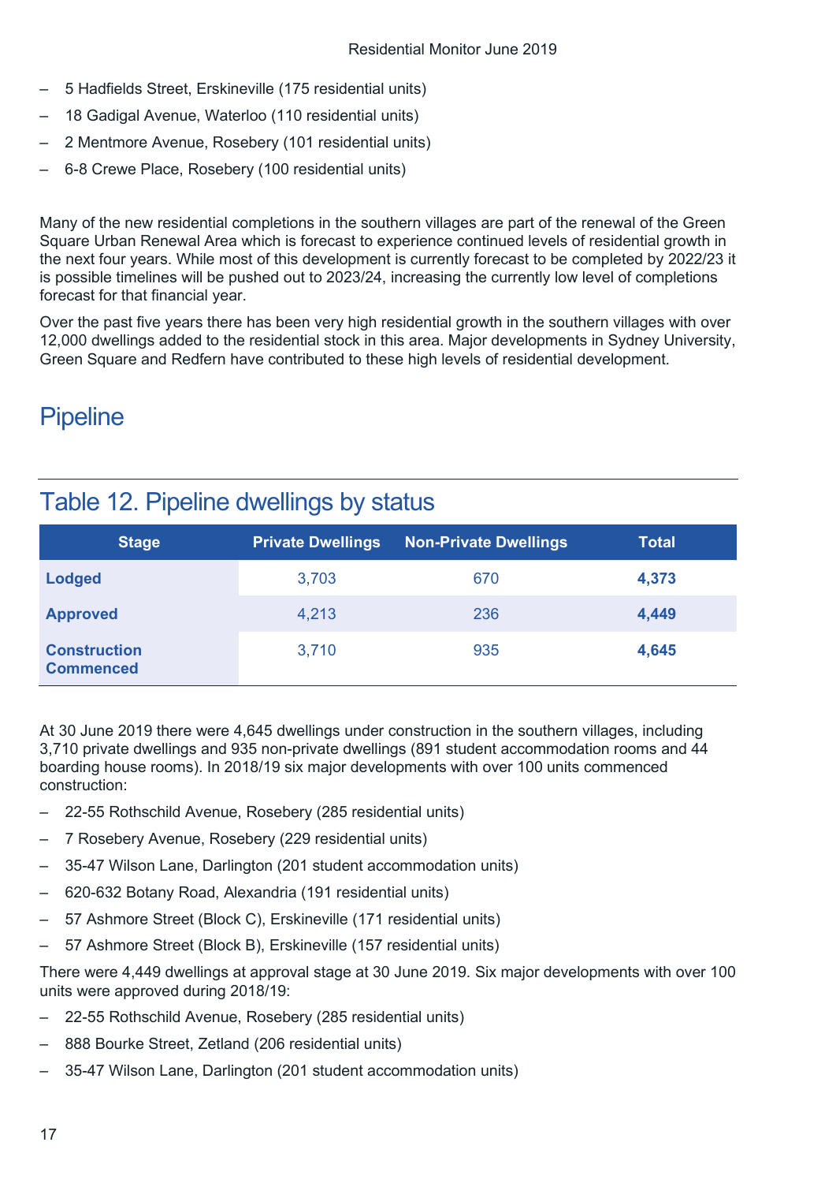- 5 Hadfields Street, Erskineville (175 residential units)
- 18 Gadigal Avenue, Waterloo (110 residential units)
- 2 Mentmore Avenue, Rosebery (101 residential units)
- 6-8 Crewe Place, Rosebery (100 residential units)

Many of the new residential completions in the southern villages are part of the renewal of the Green Square Urban Renewal Area which is forecast to experience continued levels of residential growth in the next four years. While most of this development is currently forecast to be completed by 2022/23 it is possible timelines will be pushed out to 2023/24, increasing the currently low level of completions forecast for that financial year.

Over the past five years there has been very high residential growth in the southern villages with over 12,000 dwellings added to the residential stock in this area. Major developments in Sydney University, Green Square and Redfern have contributed to these high levels of residential development.

## Pipeline

### Table 12. Pipeline dwellings by status

| Stage | Private Dwellings | Non-Private Dwellings | Total |
|---|---|---|---|
| **Lodged** | 3,703 | 670 | **4,373** |
| **Approved** | 4,213 | 236 | **4,449** |
| **Construction Commenced** | 3,710 | 935 | **4,645** |

At 30 June 2019 there were 4,645 dwellings under construction in the southern villages, including 3,710 private dwellings and 935 non-private dwellings (891 student accommodation rooms and 44 boarding house rooms). In 2018/19 six major developments with over 100 units commenced construction:

- 22-55 Rothschild Avenue, Rosebery (285 residential units)
- 7 Rosebery Avenue, Rosebery (229 residential units)
- 35-47 Wilson Lane, Darlington (201 student accommodation units)
- 620-632 Botany Road, Alexandria (191 residential units)
- 57 Ashmore Street (Block C), Erskineville (171 residential units)
- 57 Ashmore Street (Block B), Erskineville (157 residential units)

There were 4,449 dwellings at approval stage at 30 June 2019. Six major developments with over 100 units were approved during 2018/19:

- 22-55 Rothschild Avenue, Rosebery (285 residential units)
- 888 Bourke Street, Zetland (206 residential units)
- 35-47 Wilson Lane, Darlington (201 student accommodation units)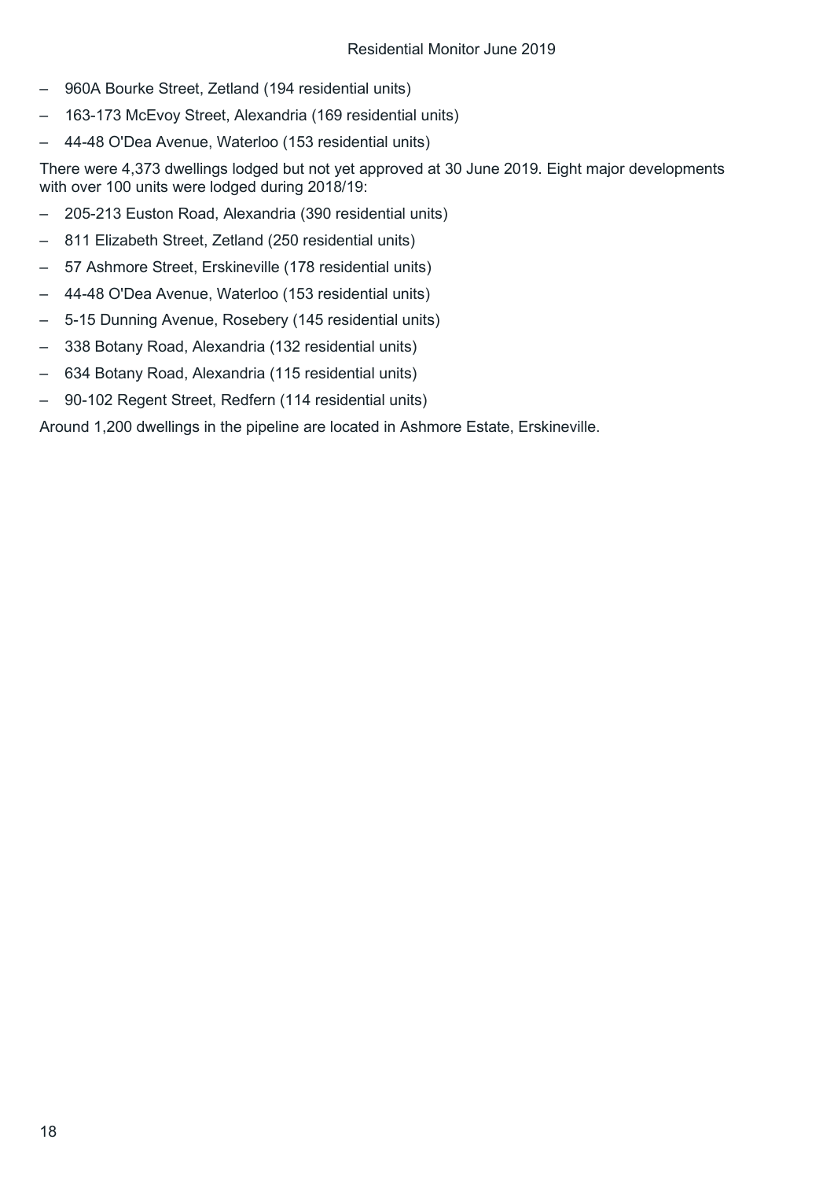- 960A Bourke Street, Zetland (194 residential units)
- 163-173 McEvoy Street, Alexandria (169 residential units)
- 44-48 O'Dea Avenue, Waterloo (153 residential units)

There were 4,373 dwellings lodged but not yet approved at 30 June 2019. Eight major developments with over 100 units were lodged during 2018/19:

- 205-213 Euston Road, Alexandria (390 residential units)
- 811 Elizabeth Street, Zetland (250 residential units)
- 57 Ashmore Street, Erskineville (178 residential units)
- 44-48 O'Dea Avenue, Waterloo (153 residential units)
- 5-15 Dunning Avenue, Rosebery (145 residential units)
- 338 Botany Road, Alexandria (132 residential units)
- 634 Botany Road, Alexandria (115 residential units)
- 90-102 Regent Street, Redfern (114 residential units)

Around 1,200 dwellings in the pipeline are located in Ashmore Estate, Erskineville.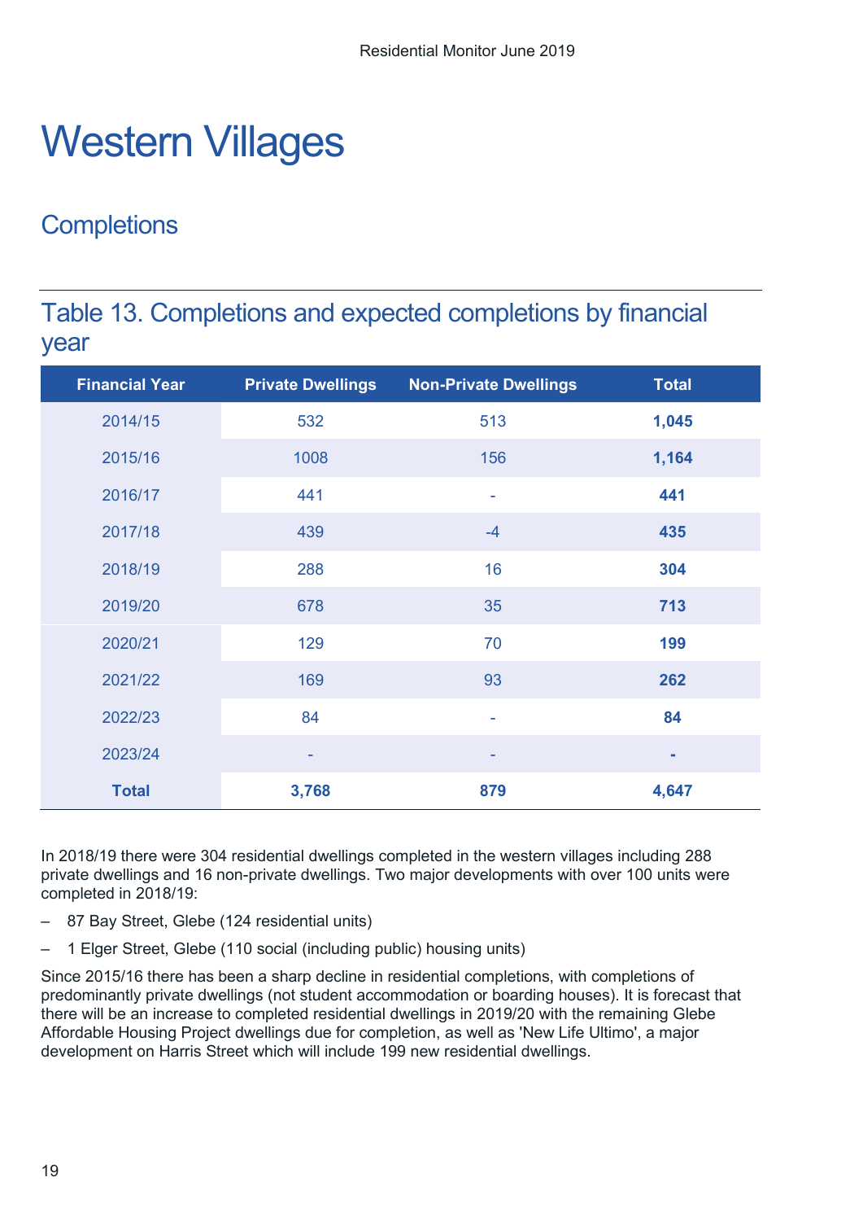# Western Villages

## Completions

### Table 13. Completions and expected completions by financial year

| Financial Year | Private Dwellings | Non-Private Dwellings | Total |
|---|---|---|---|
| 2014/15 | 532 | 513 | **1,045** |
| 2015/16 | 1008 | 156 | **1,164** |
| 2016/17 | 441 | - | **441** |
| 2017/18 | 439 | -4 | **435** |
| 2018/19 | 288 | 16 | **304** |
| 2019/20 | 678 | 35 | **713** |
| 2020/21 | 129 | 70 | **199** |
| 2021/22 | 169 | 93 | **262** |
| 2022/23 | 84 | - | **84** |
| 2023/24 | - | - | **-** |
| **Total** | **3,768** | **879** | **4,647** |

In 2018/19 there were 304 residential dwellings completed in the western villages including 288 private dwellings and 16 non-private dwellings. Two major developments with over 100 units were completed in 2018/19:

- 87 Bay Street, Glebe (124 residential units)
- 1 Elger Street, Glebe (110 social (including public) housing units)

Since 2015/16 there has been a sharp decline in residential completions, with completions of predominantly private dwellings (not student accommodation or boarding houses). It is forecast that there will be an increase to completed residential dwellings in 2019/20 with the remaining Glebe Affordable Housing Project dwellings due for completion, as well as 'New Life Ultimo', a major development on Harris Street which will include 199 new residential dwellings.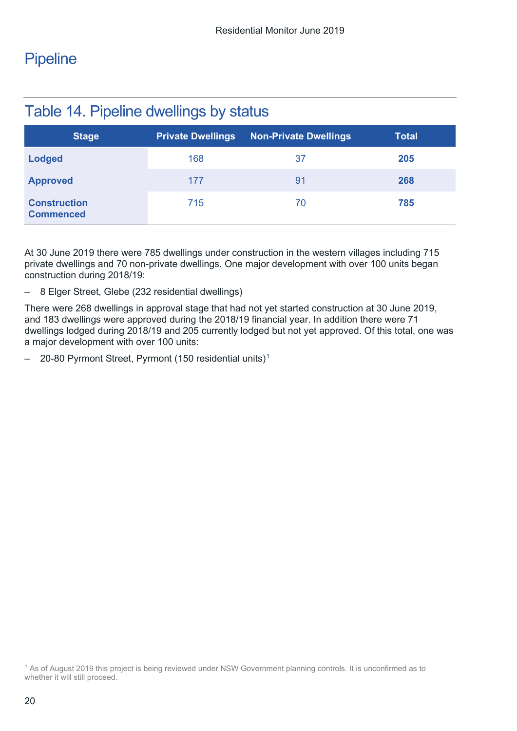# Pipeline

## Table 14. Pipeline dwellings by status

| Stage | Private Dwellings | Non-Private Dwellings | Total |
|---|---|---|---|
| **Lodged** | 168 | 37 | **205** |
| **Approved** | 177 | 91 | **268** |
| **Construction Commenced** | 715 | 70 | **785** |

At 30 June 2019 there were 785 dwellings under construction in the western villages including 715 private dwellings and 70 non-private dwellings. One major development with over 100 units began construction during 2018/19:

– 8 Elger Street, Glebe (232 residential dwellings)

There were 268 dwellings in approval stage that had not yet started construction at 30 June 2019, and 183 dwellings were approved during the 2018/19 financial year. In addition there were 71 dwellings lodged during 2018/19 and 205 currently lodged but not yet approved. Of this total, one was a major development with over 100 units:

– 20-80 Pyrmont Street, Pyrmont (150 residential units)[1]

[1] As of August 2019 this project is being reviewed under NSW Government planning controls. It is unconfirmed as to whether it will still proceed.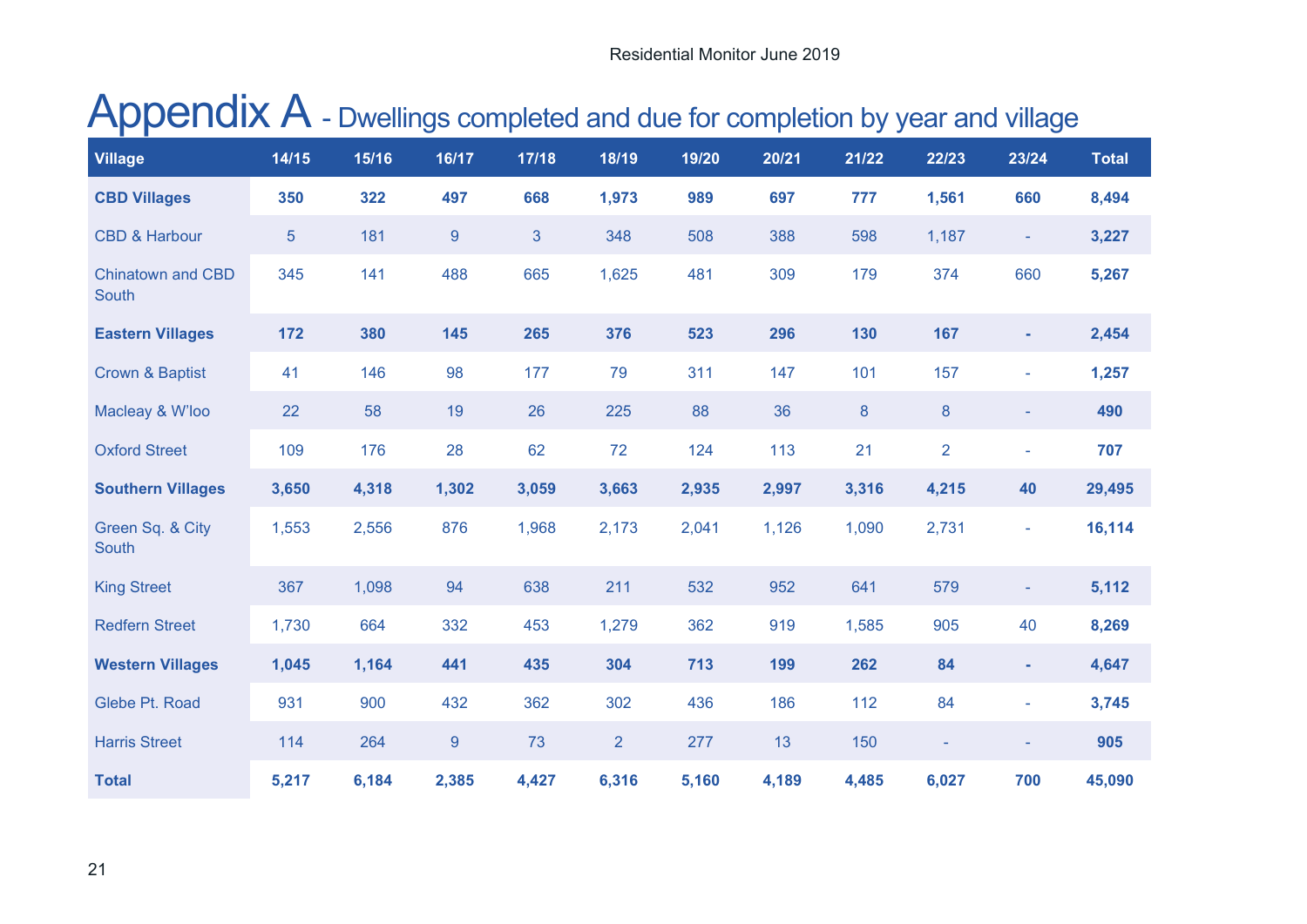# Appendix A - Dwellings completed and due for completion by year and village

| Village | 14/15 | 15/16 | 16/17 | 17/18 | 18/19 | 19/20 | 20/21 | 21/22 | 22/23 | 23/24 | Total |
|---|---|---|---|---|---|---|---|---|---|---|---|
| **CBD Villages** | **350** | **322** | **497** | **668** | **1,973** | **989** | **697** | **777** | **1,561** | **660** | **8,494** |
| CBD & Harbour | 5 | 181 | 9 | 3 | 348 | 508 | 388 | 598 | 1,187 | - | **3,227** |
| Chinatown and CBD South | 345 | 141 | 488 | 665 | 1,625 | 481 | 309 | 179 | 374 | 660 | **5,267** |
| **Eastern Villages** | **172** | **380** | **145** | **265** | **376** | **523** | **296** | **130** | **167** | **-** | **2,454** |
| Crown & Baptist | 41 | 146 | 98 | 177 | 79 | 311 | 147 | 101 | 157 | - | **1,257** |
| Macleay & W'loo | 22 | 58 | 19 | 26 | 225 | 88 | 36 | 8 | 8 | - | **490** |
| Oxford Street | 109 | 176 | 28 | 62 | 72 | 124 | 113 | 21 | 2 | - | **707** |
| **Southern Villages** | **3,650** | **4,318** | **1,302** | **3,059** | **3,663** | **2,935** | **2,997** | **3,316** | **4,215** | **40** | **29,495** |
| Green Sq. & City South | 1,553 | 2,556 | 876 | 1,968 | 2,173 | 2,041 | 1,126 | 1,090 | 2,731 | - | **16,114** |
| King Street | 367 | 1,098 | 94 | 638 | 211 | 532 | 952 | 641 | 579 | - | **5,112** |
| Redfern Street | 1,730 | 664 | 332 | 453 | 1,279 | 362 | 919 | 1,585 | 905 | 40 | **8,269** |
| **Western Villages** | **1,045** | **1,164** | **441** | **435** | **304** | **713** | **199** | **262** | **84** | **-** | **4,647** |
| Glebe Pt. Road | 931 | 900 | 432 | 362 | 302 | 436 | 186 | 112 | 84 | - | **3,745** |
| Harris Street | 114 | 264 | 9 | 73 | 2 | 277 | 13 | 150 | - | - | **905** |
| **Total** | **5,217** | **6,184** | **2,385** | **4,427** | **6,316** | **5,160** | **4,189** | **4,485** | **6,027** | **700** | **45,090** |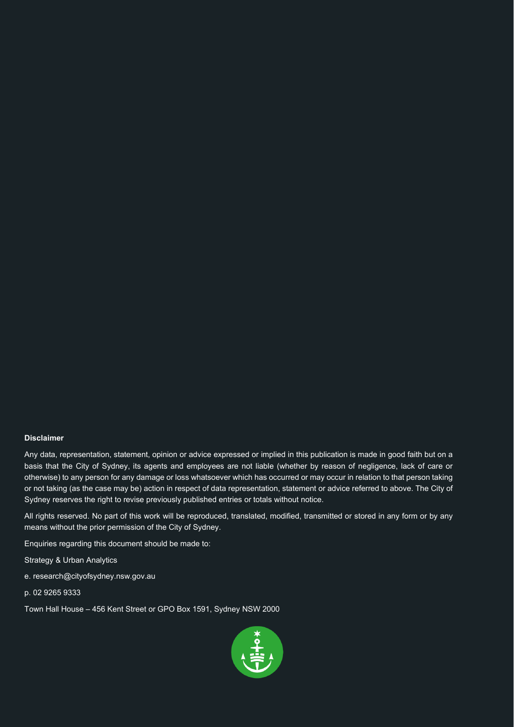**Disclaimer**

Any data, representation, statement, opinion or advice expressed or implied in this publication is made in good faith but on a basis that the City of Sydney, its agents and employees are not liable (whether by reason of negligence, lack of care or otherwise) to any person for any damage or loss whatsoever which has occurred or may occur in relation to that person taking or not taking (as the case may be) action in respect of data representation, statement or advice referred to above. The City of Sydney reserves the right to revise previously published entries or totals without notice.

All rights reserved. No part of this work will be reproduced, translated, modified, transmitted or stored in any form or by any means without the prior permission of the City of Sydney.

Enquiries regarding this document should be made to:

Strategy & Urban Analytics

e. research@cityofsydney.nsw.gov.au

p. 02 9265 9333

Town Hall House – 456 Kent Street or GPO Box 1591, Sydney NSW 2000